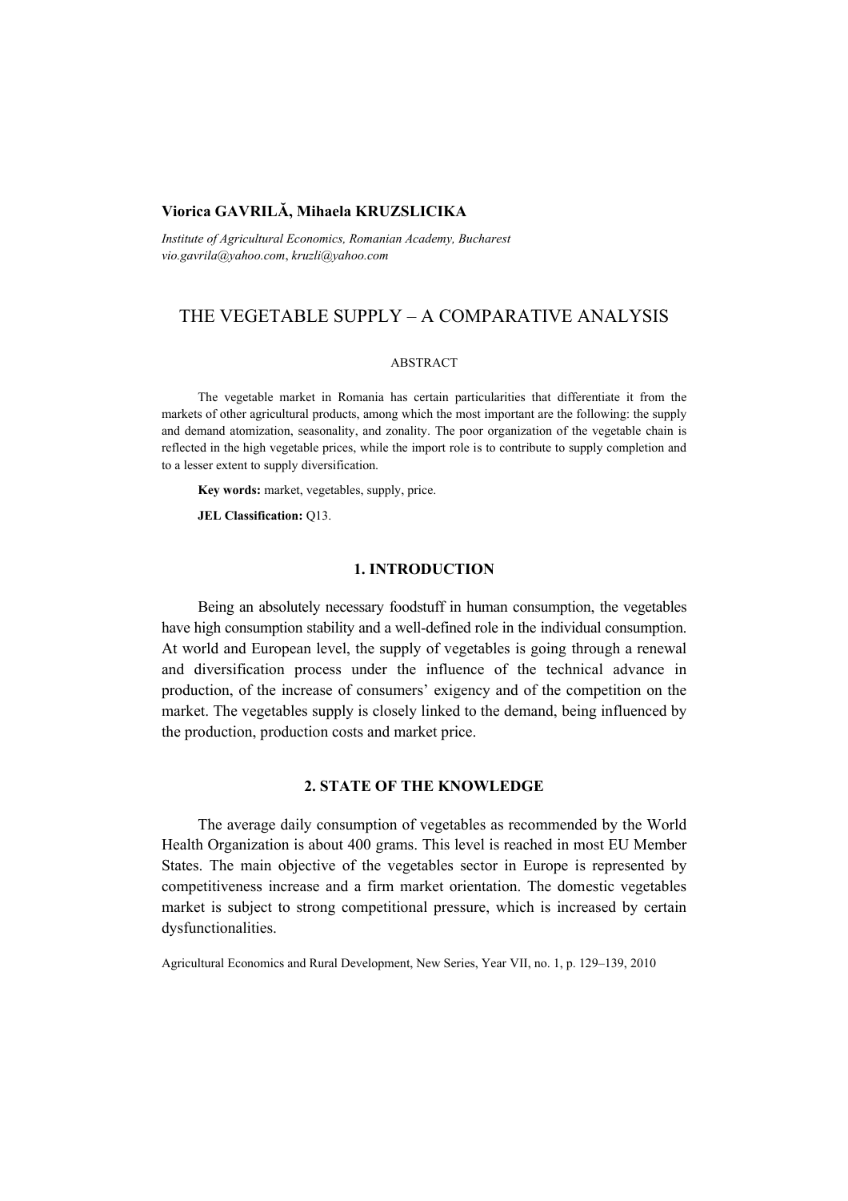**Viorica GAVRILĂ, Mihaela KRUZSLICIKA**

*Institute of Agricultural Economics, Romanian Academy, Bucharest*
*vio.gavrila@yahoo.com*, *kruzli@yahoo.com*

# THE VEGETABLE SUPPLY – A COMPARATIVE ANALYSIS

ABSTRACT

The vegetable market in Romania has certain particularities that differentiate it from the markets of other agricultural products, among which the most important are the following: the supply and demand atomization, seasonality, and zonality. The poor organization of the vegetable chain is reflected in the high vegetable prices, while the import role is to contribute to supply completion and to a lesser extent to supply diversification.

**Key words:** market, vegetables, supply, price.

**JEL Classification:** Q13.

## 1. INTRODUCTION

Being an absolutely necessary foodstuff in human consumption, the vegetables have high consumption stability and a well-defined role in the individual consumption. At world and European level, the supply of vegetables is going through a renewal and diversification process under the influence of the technical advance in production, of the increase of consumers' exigency and of the competition on the market. The vegetables supply is closely linked to the demand, being influenced by the production, production costs and market price.

## 2. STATE OF THE KNOWLEDGE

The average daily consumption of vegetables as recommended by the World Health Organization is about 400 grams. This level is reached in most EU Member States. The main objective of the vegetables sector in Europe is represented by competitiveness increase and a firm market orientation. The domestic vegetables market is subject to strong competitional pressure, which is increased by certain dysfunctionalities.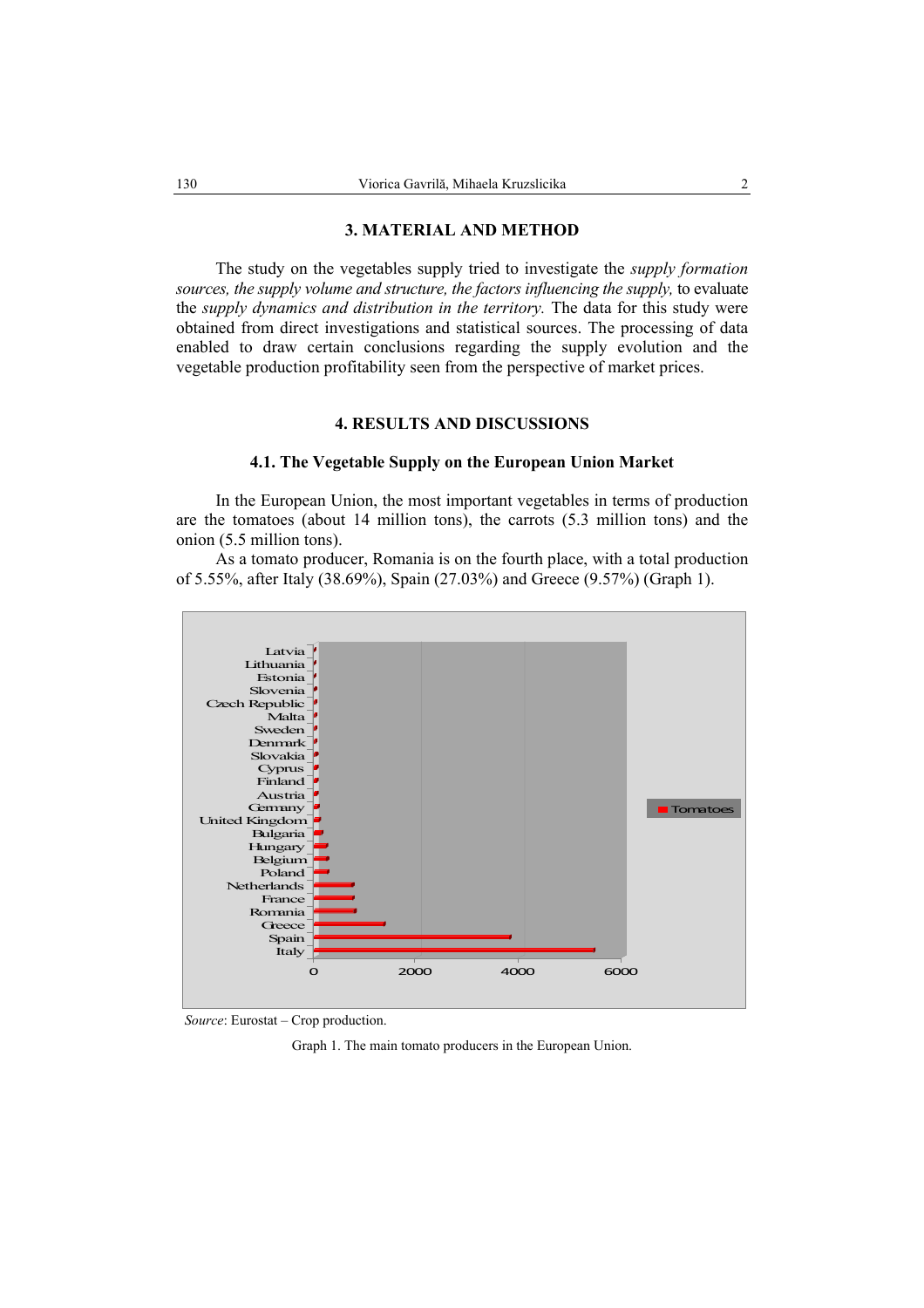## 3. MATERIAL AND METHOD

The study on the vegetables supply tried to investigate the *supply formation sources, the supply volume and structure, the factors influencing the supply,* to evaluate the *supply dynamics and distribution in the territory.* The data for this study were obtained from direct investigations and statistical sources. The processing of data enabled to draw certain conclusions regarding the supply evolution and the vegetable production profitability seen from the perspective of market prices.

## 4. RESULTS AND DISCUSSIONS

### 4.1. The Vegetable Supply on the European Union Market

In the European Union, the most important vegetables in terms of production are the tomatoes (about 14 million tons), the carrots (5.3 million tons) and the onion (5.5 million tons).

As a tomato producer, Romania is on the fourth place, with a total production of 5.55%, after Italy (38.69%), Spain (27.03%) and Greece (9.57%) (Graph 1).

*Source*: Eurostat – Crop production.

Graph 1. The main tomato producers in the European Union.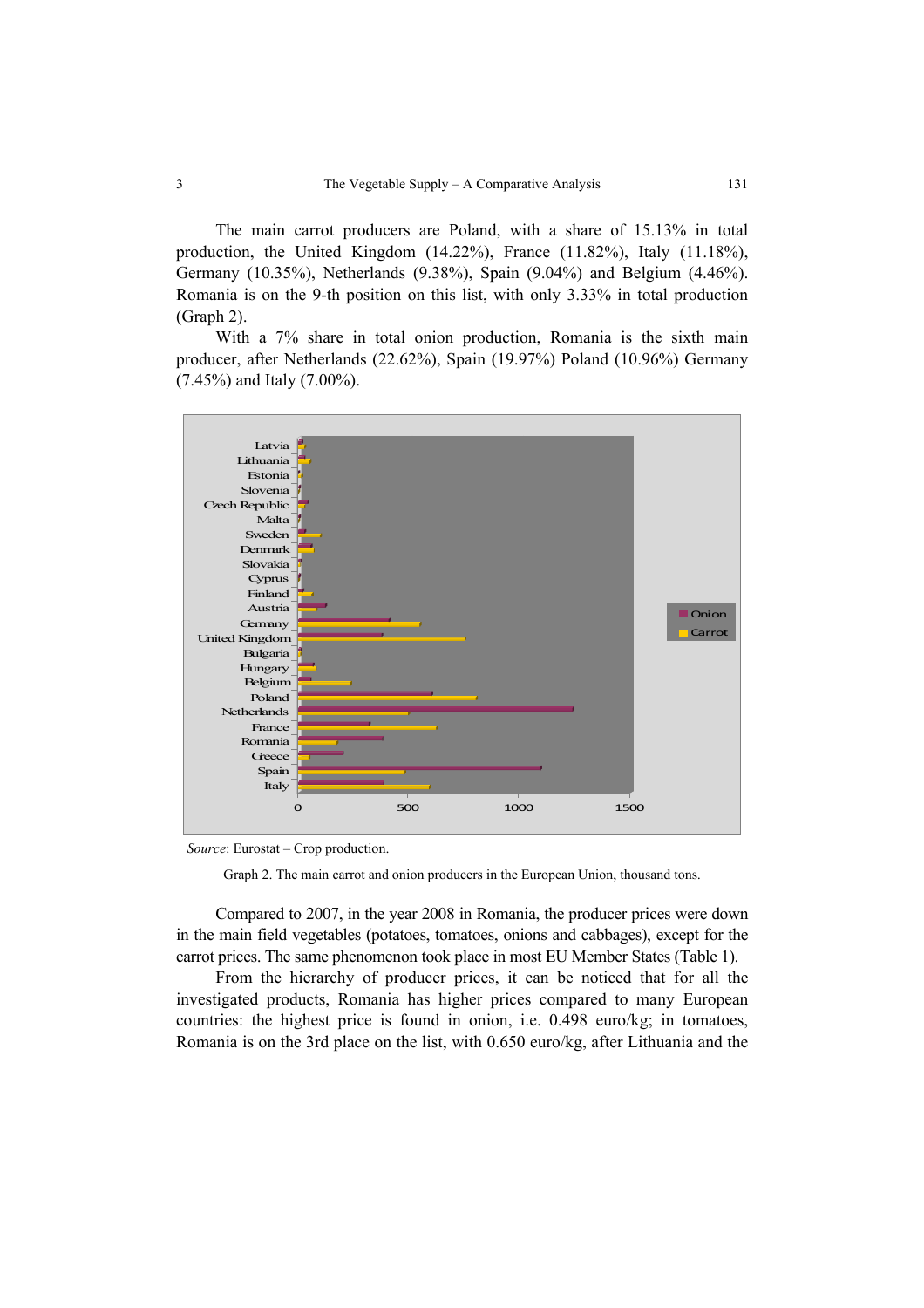The main carrot producers are Poland, with a share of 15.13% in total production, the United Kingdom (14.22%), France (11.82%), Italy (11.18%), Germany (10.35%), Netherlands (9.38%), Spain (9.04%) and Belgium (4.46%). Romania is on the 9-th position on this list, with only 3.33% in total production (Graph 2).

With a 7% share in total onion production, Romania is the sixth main producer, after Netherlands (22.62%), Spain (19.97%) Poland (10.96%) Germany (7.45%) and Italy (7.00%).

*Source*: Eurostat – Crop production.

Graph 2. The main carrot and onion producers in the European Union, thousand tons.

Compared to 2007, in the year 2008 in Romania, the producer prices were down in the main field vegetables (potatoes, tomatoes, onions and cabbages), except for the carrot prices. The same phenomenon took place in most EU Member States (Table 1).

From the hierarchy of producer prices, it can be noticed that for all the investigated products, Romania has higher prices compared to many European countries: the highest price is found in onion, i.e. 0.498 euro/kg; in tomatoes, Romania is on the 3rd place on the list, with 0.650 euro/kg, after Lithuania and the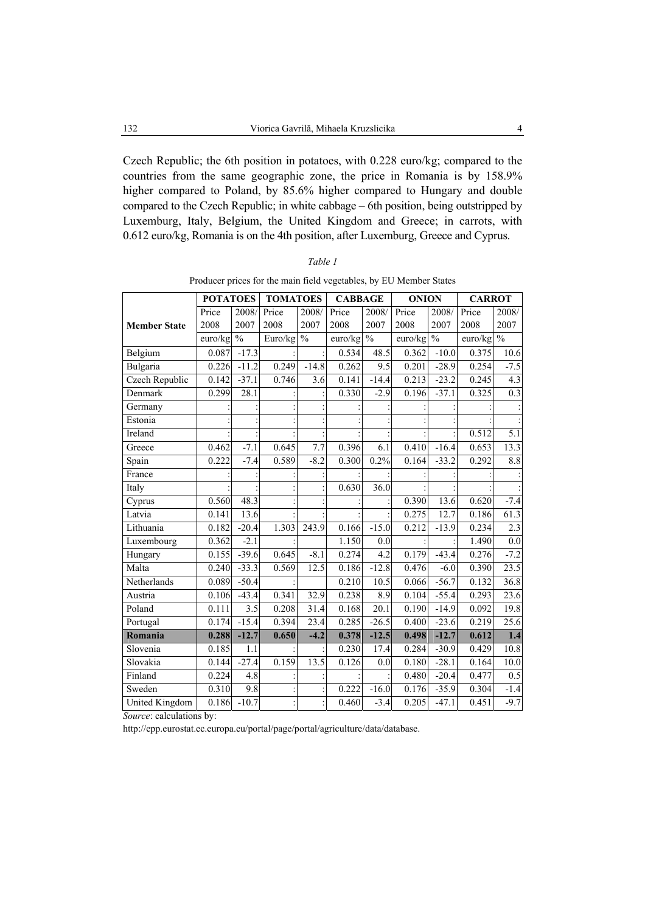Czech Republic; the 6th position in potatoes, with 0.228 euro/kg; compared to the countries from the same geographic zone, the price in Romania is by 158.9% higher compared to Poland, by 85.6% higher compared to Hungary and double compared to the Czech Republic; in white cabbage – 6th position, being outstripped by Luxemburg, Italy, Belgium, the United Kingdom and Greece; in carrots, with 0.612 euro/kg, Romania is on the 4th position, after Luxemburg, Greece and Cyprus.

*Table 1*

Producer prices for the main field vegetables, by EU Member States

| Member State | POTATOES | | TOMATOES | | CABBAGE | | ONION | | CARROT | |
|---|---|---|---|---|---|---|---|---|---|---|
| | Price 2008 | 2008/ 2007 | Price 2008 | 2008/ 2007 | Price 2008 | 2008/ 2007 | Price 2008 | 2008/ 2007 | Price 2008 | 2008/ 2007 |
| | euro/kg | % | Euro/kg | % | euro/kg | % | euro/kg | % | euro/kg | % |
| Belgium | 0.087 | -17.3 | : | : | 0.534 | 48.5 | 0.362 | -10.0 | 0.375 | 10.6 |
| Bulgaria | 0.226 | -11.2 | 0.249 | -14.8 | 0.262 | 9.5 | 0.201 | -28.9 | 0.254 | -7.5 |
| Czech Republic | 0.142 | -37.1 | 0.746 | 3.6 | 0.141 | -14.4 | 0.213 | -23.2 | 0.245 | 4.3 |
| Denmark | 0.299 | 28.1 | : | : | 0.330 | -2.9 | 0.196 | -37.1 | 0.325 | 0.3 |
| Germany | : | : | : | : | : | : | : | : | : | : |
| Estonia | : | : | : | : | : | : | : | : | : | : |
| Ireland | : | : | : | : | : | : | : | : | 0.512 | 5.1 |
| Greece | 0.462 | -7.1 | 0.645 | 7.7 | 0.396 | 6.1 | 0.410 | -16.4 | 0.653 | 13.3 |
| Spain | 0.222 | -7.4 | 0.589 | -8.2 | 0.300 | 0.2% | 0.164 | -33.2 | 0.292 | 8.8 |
| France | : | : | : | : | : | : | : | : | : | : |
| Italy | : | : | : | : | 0.630 | 36.0 | : | : | : | : |
| Cyprus | 0.560 | 48.3 | : | : | : | : | 0.390 | 13.6 | 0.620 | -7.4 |
| Latvia | 0.141 | 13.6 | : | : | : | : | 0.275 | 12.7 | 0.186 | 61.3 |
| Lithuania | 0.182 | -20.4 | 1.303 | 243.9 | 0.166 | -15.0 | 0.212 | -13.9 | 0.234 | 2.3 |
| Luxembourg | 0.362 | -2.1 | : | | 1.150 | 0.0 | : | : | 1.490 | 0.0 |
| Hungary | 0.155 | -39.6 | 0.645 | -8.1 | 0.274 | 4.2 | 0.179 | -43.4 | 0.276 | -7.2 |
| Malta | 0.240 | -33.3 | 0.569 | 12.5 | 0.186 | -12.8 | 0.476 | -6.0 | 0.390 | 23.5 |
| Netherlands | 0.089 | -50.4 | : | | 0.210 | 10.5 | 0.066 | -56.7 | 0.132 | 36.8 |
| Austria | 0.106 | -43.4 | 0.341 | 32.9 | 0.238 | 8.9 | 0.104 | -55.4 | 0.293 | 23.6 |
| Poland | 0.111 | 3.5 | 0.208 | 31.4 | 0.168 | 20.1 | 0.190 | -14.9 | 0.092 | 19.8 |
| Portugal | 0.174 | -15.4 | 0.394 | 23.4 | 0.285 | -26.5 | 0.400 | -23.6 | 0.219 | 25.6 |
| **Romania** | **0.288** | **-12.7** | **0.650** | **-4.2** | **0.378** | **-12.5** | **0.498** | **-12.7** | **0.612** | **1.4** |
| Slovenia | 0.185 | 1.1 | : | : | 0.230 | 17.4 | 0.284 | -30.9 | 0.429 | 10.8 |
| Slovakia | 0.144 | -27.4 | 0.159 | 13.5 | 0.126 | 0.0 | 0.180 | -28.1 | 0.164 | 10.0 |
| Finland | 0.224 | 4.8 | : | : | : | : | 0.480 | -20.4 | 0.477 | 0.5 |
| Sweden | 0.310 | 9.8 | : | : | 0.222 | -16.0 | 0.176 | -35.9 | 0.304 | -1.4 |
| United Kingdom | 0.186 | -10.7 | : | : | 0.460 | -3.4 | 0.205 | -47.1 | 0.451 | -9.7 |

*Source*: calculations by:

http://epp.eurostat.ec.europa.eu/portal/page/portal/agriculture/data/database.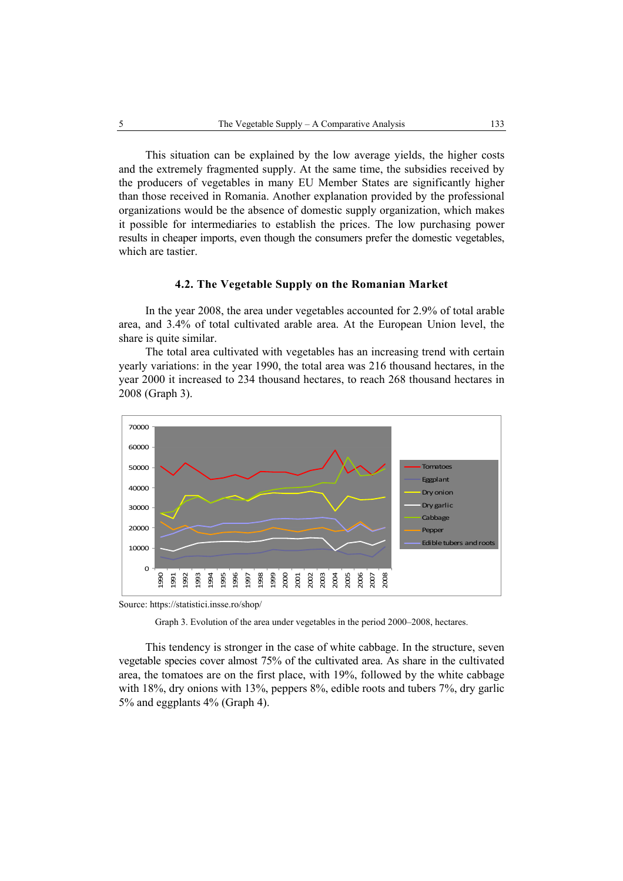This situation can be explained by the low average yields, the higher costs and the extremely fragmented supply. At the same time, the subsidies received by the producers of vegetables in many EU Member States are significantly higher than those received in Romania. Another explanation provided by the professional organizations would be the absence of domestic supply organization, which makes it possible for intermediaries to establish the prices. The low purchasing power results in cheaper imports, even though the consumers prefer the domestic vegetables, which are tastier.

### 4.2. The Vegetable Supply on the Romanian Market

In the year 2008, the area under vegetables accounted for 2.9% of total arable area, and 3.4% of total cultivated arable area. At the European Union level, the share is quite similar.

The total area cultivated with vegetables has an increasing trend with certain yearly variations: in the year 1990, the total area was 216 thousand hectares, in the year 2000 it increased to 234 thousand hectares, to reach 268 thousand hectares in 2008 (Graph 3).

Source: https://statistici.insse.ro/shop/

Graph 3. Evolution of the area under vegetables in the period 2000–2008, hectares.

This tendency is stronger in the case of white cabbage. In the structure, seven vegetable species cover almost 75% of the cultivated area. As share in the cultivated area, the tomatoes are on the first place, with 19%, followed by the white cabbage with 18%, dry onions with 13%, peppers 8%, edible roots and tubers 7%, dry garlic 5% and eggplants 4% (Graph 4).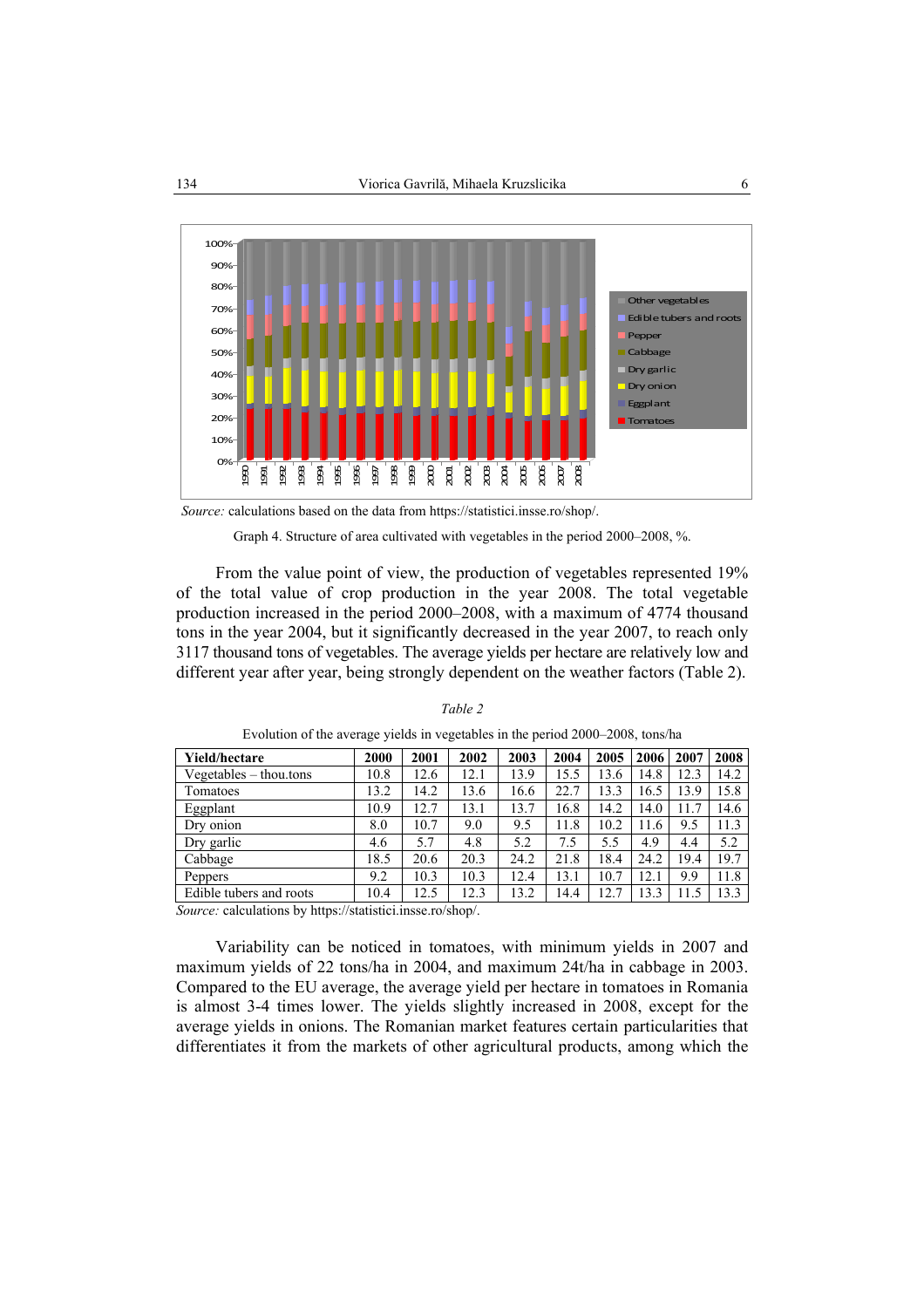Source: calculations based on the data from https://statistici.insse.ro/shop/.

Graph 4. Structure of area cultivated with vegetables in the period 2000–2008, %.

From the value point of view, the production of vegetables represented 19% of the total value of crop production in the year 2008. The total vegetable production increased in the period 2000–2008, with a maximum of 4774 thousand tons in the year 2004, but it significantly decreased in the year 2007, to reach only 3117 thousand tons of vegetables. The average yields per hectare are relatively low and different year after year, being strongly dependent on the weather factors (Table 2).

*Table 2*

Evolution of the average yields in vegetables in the period 2000–2008, tons/ha

| **Yield/hectare** | **2000** | **2001** | **2002** | **2003** | **2004** | **2005** | **2006** | **2007** | **2008** |
|---|---|---|---|---|---|---|---|---|---|
| Vegetables – thou.tons | 10.8 | 12.6 | 12.1 | 13.9 | 15.5 | 13.6 | 14.8 | 12.3 | 14.2 |
| Tomatoes | 13.2 | 14.2 | 13.6 | 16.6 | 22.7 | 13.3 | 16.5 | 13.9 | 15.8 |
| Eggplant | 10.9 | 12.7 | 13.1 | 13.7 | 16.8 | 14.2 | 14.0 | 11.7 | 14.6 |
| Dry onion | 8.0 | 10.7 | 9.0 | 9.5 | 11.8 | 10.2 | 11.6 | 9.5 | 11.3 |
| Dry garlic | 4.6 | 5.7 | 4.8 | 5.2 | 7.5 | 5.5 | 4.9 | 4.4 | 5.2 |
| Cabbage | 18.5 | 20.6 | 20.3 | 24.2 | 21.8 | 18.4 | 24.2 | 19.4 | 19.7 |
| Peppers | 9.2 | 10.3 | 10.3 | 12.4 | 13.1 | 10.7 | 12.1 | 9.9 | 11.8 |
| Edible tubers and roots | 10.4 | 12.5 | 12.3 | 13.2 | 14.4 | 12.7 | 13.3 | 11.5 | 13.3 |

*Source:* calculations by https://statistici.insse.ro/shop/.

Variability can be noticed in tomatoes, with minimum yields in 2007 and maximum yields of 22 tons/ha in 2004, and maximum 24t/ha in cabbage in 2003. Compared to the EU average, the average yield per hectare in tomatoes in Romania is almost 3-4 times lower. The yields slightly increased in 2008, except for the average yields in onions. The Romanian market features certain particularities that differentiates it from the markets of other agricultural products, among which the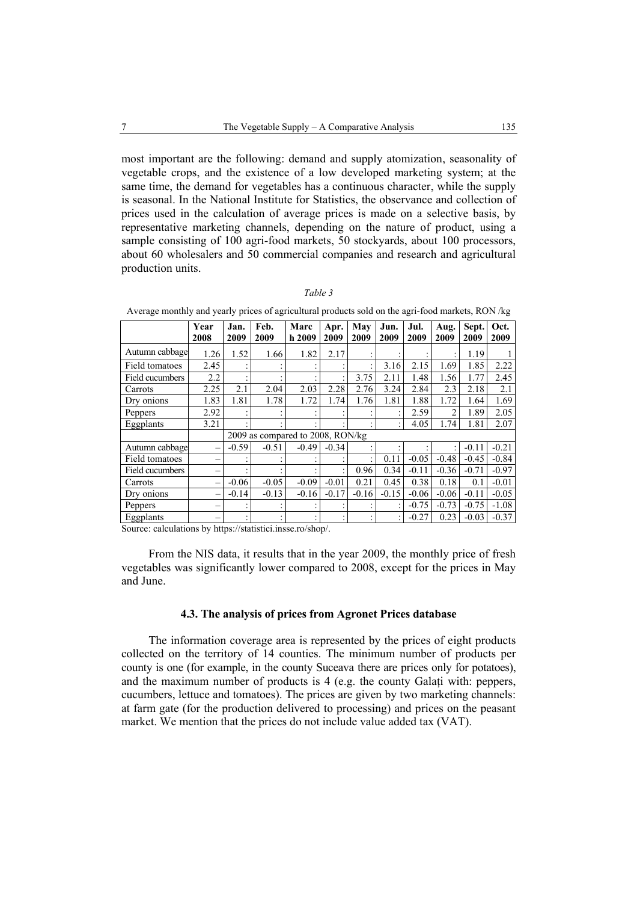most important are the following: demand and supply atomization, seasonality of vegetable crops, and the existence of a low developed marketing system; at the same time, the demand for vegetables has a continuous character, while the supply is seasonal. In the National Institute for Statistics, the observance and collection of prices used in the calculation of average prices is made on a selective basis, by representative marketing channels, depending on the nature of product, using a sample consisting of 100 agri-food markets, 50 stockyards, about 100 processors, about 60 wholesalers and 50 commercial companies and research and agricultural production units.

*Table 3*

Average monthly and yearly prices of agricultural products sold on the agri-food markets, RON /kg

| | Year 2008 | Jan. 2009 | Feb. 2009 | March 2009 | Apr. 2009 | May 2009 | Jun. 2009 | Jul. 2009 | Aug. 2009 | Sept. 2009 | Oct. 2009 |
|---|---|---|---|---|---|---|---|---|---|---|---|
| Autumn cabbage | 1.26 | 1.52 | 1.66 | 1.82 | 2.17 | : | : | : | : | 1.19 | 1 |
| Field tomatoes | 2.45 | : | : | : | : | : | 3.16 | 2.15 | 1.69 | 1.85 | 2.22 |
| Field cucumbers | 2.2 | : | : | : | : | 3.75 | 2.11 | 1.48 | 1.56 | 1.77 | 2.45 |
| Carrots | 2.25 | 2.1 | 2.04 | 2.03 | 2.28 | 2.76 | 3.24 | 2.84 | 2.3 | 2.18 | 2.1 |
| Dry onions | 1.83 | 1.81 | 1.78 | 1.72 | 1.74 | 1.76 | 1.81 | 1.88 | 1.72 | 1.64 | 1.69 |
| Peppers | 2.92 | : | : | : | : | : | : | 2.59 | 2 | 1.89 | 2.05 |
| Eggplants | 3.21 | : | : | : | : | : | : | 4.05 | 1.74 | 1.81 | 2.07 |
| | | 2009 as compared to 2008, RON/kg | | | | | | | | | |
| Autumn cabbage | – | -0.59 | -0.51 | -0.49 | -0.34 | : | : | : | : | -0.11 | -0.21 |
| Field tomatoes | – | : | : | : | : | : | 0.11 | -0.05 | -0.48 | -0.45 | -0.84 |
| Field cucumbers | – | : | : | : | : | 0.96 | 0.34 | -0.11 | -0.36 | -0.71 | -0.97 |
| Carrots | – | -0.06 | -0.05 | -0.09 | -0.01 | 0.21 | 0.45 | 0.38 | 0.18 | 0.1 | -0.01 |
| Dry onions | – | -0.14 | -0.13 | -0.16 | -0.17 | -0.16 | -0.15 | -0.06 | -0.06 | -0.11 | -0.05 |
| Peppers | – | : | : | : | : | : | : | -0.75 | -0.73 | -0.75 | -1.08 |
| Eggplants | – | : | : | : | : | : | : | -0.27 | 0.23 | -0.03 | -0.37 |

Source: calculations by https://statistici.insse.ro/shop/.

From the NIS data, it results that in the year 2009, the monthly price of fresh vegetables was significantly lower compared to 2008, except for the prices in May and June.

### 4.3. The analysis of prices from Agronet Prices database

The information coverage area is represented by the prices of eight products collected on the territory of 14 counties. The minimum number of products per county is one (for example, in the county Suceava there are prices only for potatoes), and the maximum number of products is 4 (e.g. the county Galați with: peppers, cucumbers, lettuce and tomatoes). The prices are given by two marketing channels: at farm gate (for the production delivered to processing) and prices on the peasant market. We mention that the prices do not include value added tax (VAT).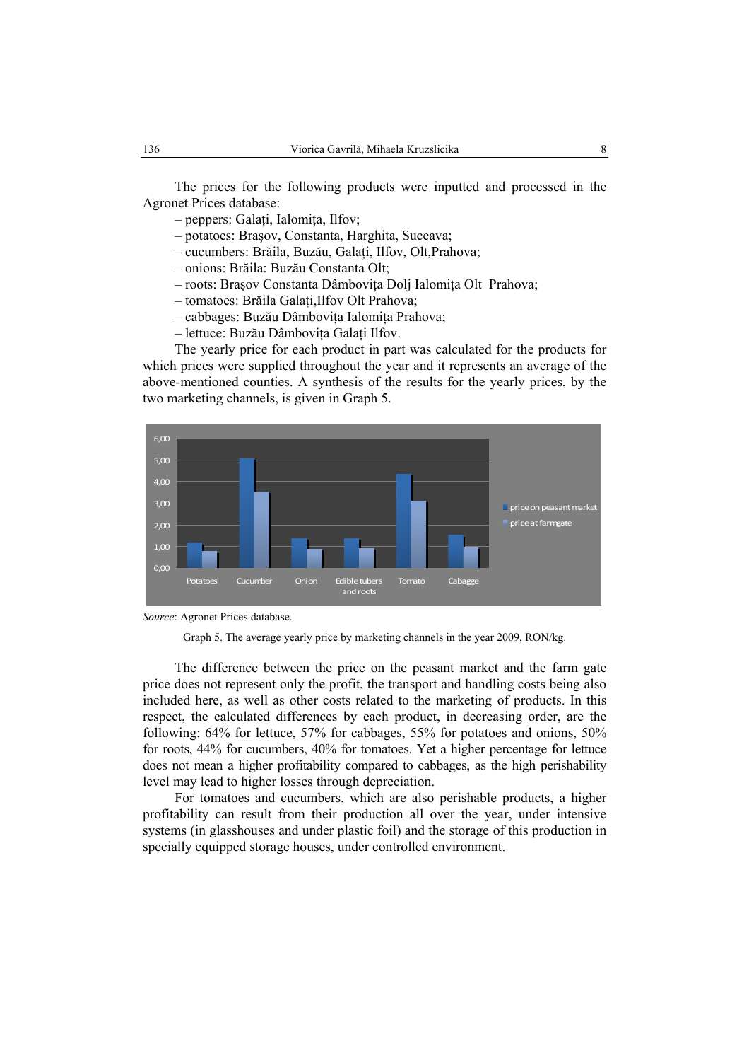The prices for the following products were inputted and processed in the Agronet Prices database:

– peppers: Galați, Ialomița, Ilfov;
– potatoes: Brașov, Constanta, Harghita, Suceava;
– cucumbers: Brăila, Buzău, Galați, Ilfov, Olt,Prahova;
– onions: Brăila: Buzău Constanta Olt;
– roots: Brașov Constanta Dâmbovița Dolj Ialomița Olt Prahova;
– tomatoes: Brăila Galați,Ilfov Olt Prahova;
– cabbages: Buzău Dâmbovița Ialomița Prahova;
– lettuce: Buzău Dâmbovița Galați Ilfov.

The yearly price for each product in part was calculated for the products for which prices were supplied throughout the year and it represents an average of the above-mentioned counties. A synthesis of the results for the yearly prices, by the two marketing channels, is given in Graph 5.

*Source*: Agronet Prices database.

Graph 5. The average yearly price by marketing channels in the year 2009, RON/kg.

The difference between the price on the peasant market and the farm gate price does not represent only the profit, the transport and handling costs being also included here, as well as other costs related to the marketing of products. In this respect, the calculated differences by each product, in decreasing order, are the following: 64% for lettuce, 57% for cabbages, 55% for potatoes and onions, 50% for roots, 44% for cucumbers, 40% for tomatoes. Yet a higher percentage for lettuce does not mean a higher profitability compared to cabbages, as the high perishability level may lead to higher losses through depreciation.

For tomatoes and cucumbers, which are also perishable products, a higher profitability can result from their production all over the year, under intensive systems (in glasshouses and under plastic foil) and the storage of this production in specially equipped storage houses, under controlled environment.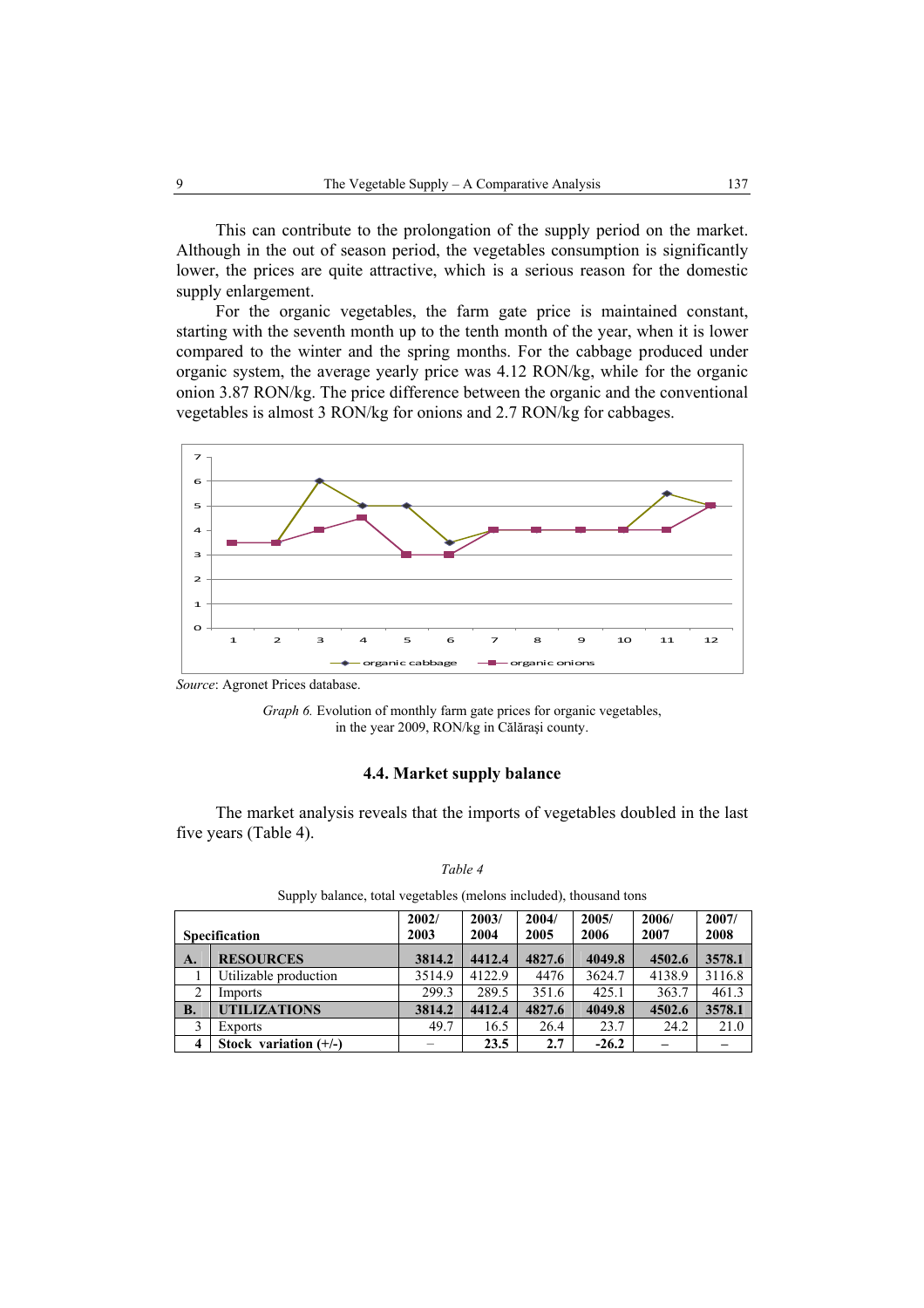This can contribute to the prolongation of the supply period on the market. Although in the out of season period, the vegetables consumption is significantly lower, the prices are quite attractive, which is a serious reason for the domestic supply enlargement.

For the organic vegetables, the farm gate price is maintained constant, starting with the seventh month up to the tenth month of the year, when it is lower compared to the winter and the spring months. For the cabbage produced under organic system, the average yearly price was 4.12 RON/kg, while for the organic onion 3.87 RON/kg. The price difference between the organic and the conventional vegetables is almost 3 RON/kg for onions and 2.7 RON/kg for cabbages.

*Source*: Agronet Prices database.

*Graph 6.* Evolution of monthly farm gate prices for organic vegetables, in the year 2009, RON/kg in Călăraşi county.

### 4.4. Market supply balance

The market analysis reveals that the imports of vegetables doubled in the last five years (Table 4).

*Table 4*

Supply balance, total vegetables (melons included), thousand tons

| | Specification | 2002/ 2003 | 2003/ 2004 | 2004/ 2005 | 2005/ 2006 | 2006/ 2007 | 2007/ 2008 |
|---|---|---|---|---|---|---|---|
| **A.** | **RESOURCES** | **3814.2** | **4412.4** | **4827.6** | **4049.8** | **4502.6** | **3578.1** |
| 1 | Utilizable production | 3514.9 | 4122.9 | 4476 | 3624.7 | 4138.9 | 3116.8 |
| 2 | Imports | 299.3 | 289.5 | 351.6 | 425.1 | 363.7 | 461.3 |
| **B.** | **UTILIZATIONS** | **3814.2** | **4412.4** | **4827.6** | **4049.8** | **4502.6** | **3578.1** |
| 3 | Exports | 49.7 | 16.5 | 26.4 | 23.7 | 24.2 | 21.0 |
| **4** | **Stock variation (+/-)** | – | **23.5** | **2.7** | **-26.2** | – | – |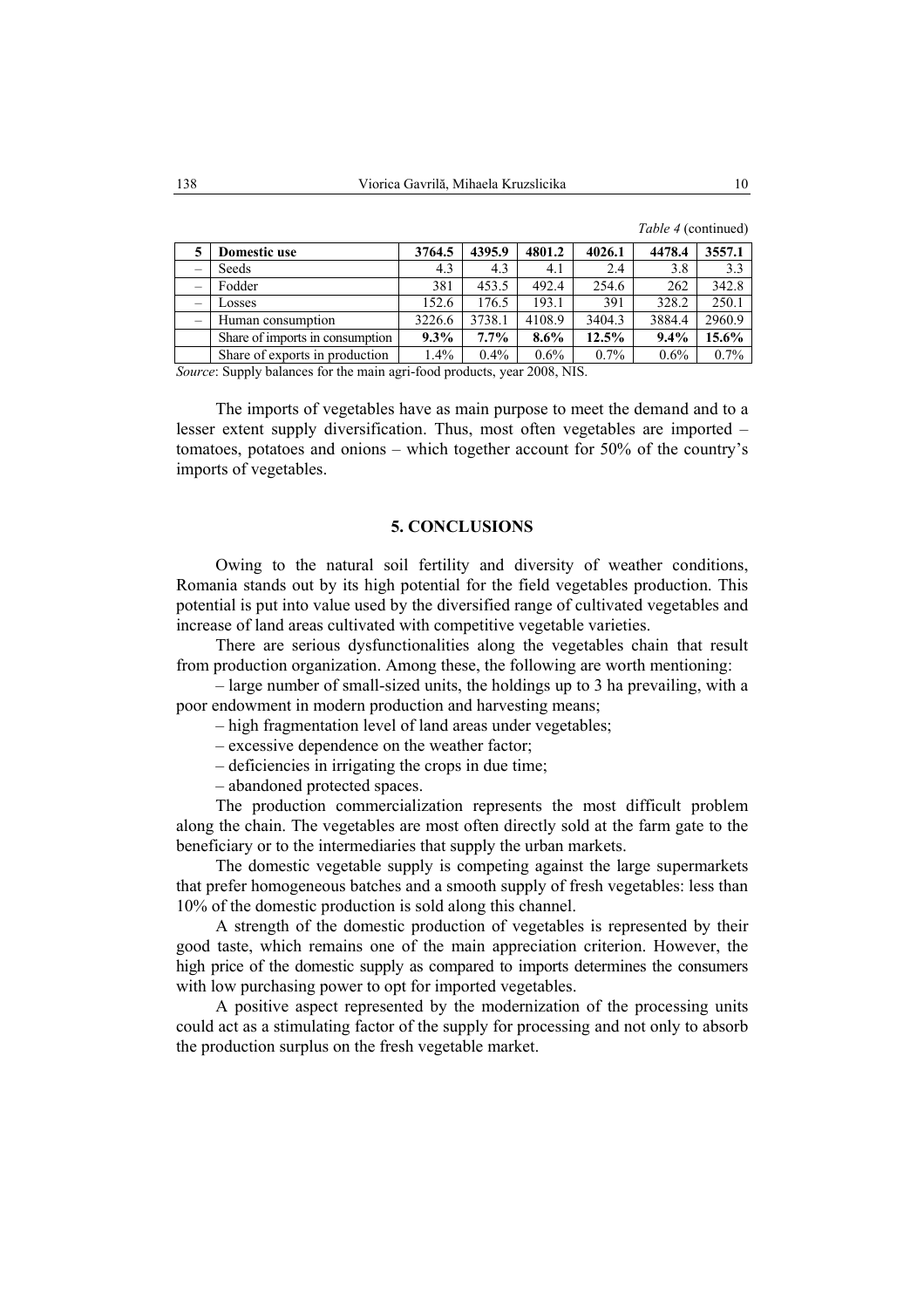*Table 4* (continued)

| 5 | **Domestic use** | **3764.5** | **4395.9** | **4801.2** | **4026.1** | **4478.4** | **3557.1** |
|---|---|---|---|---|---|---|---|
| – | Seeds | 4.3 | 4.3 | 4.1 | 2.4 | 3.8 | 3.3 |
| – | Fodder | 381 | 453.5 | 492.4 | 254.6 | 262 | 342.8 |
| – | Losses | 152.6 | 176.5 | 193.1 | 391 | 328.2 | 250.1 |
| – | Human consumption | 3226.6 | 3738.1 | 4108.9 | 3404.3 | 3884.4 | 2960.9 |
| | Share of imports in consumption | **9.3%** | **7.7%** | **8.6%** | **12.5%** | **9.4%** | **15.6%** |
| | Share of exports in production | 1.4% | 0.4% | 0.6% | 0.7% | 0.6% | 0.7% |

*Source*: Supply balances for the main agri-food products, year 2008, NIS.

The imports of vegetables have as main purpose to meet the demand and to a lesser extent supply diversification. Thus, most often vegetables are imported – tomatoes, potatoes and onions – which together account for 50% of the country's imports of vegetables.

## 5. CONCLUSIONS

Owing to the natural soil fertility and diversity of weather conditions, Romania stands out by its high potential for the field vegetables production. This potential is put into value used by the diversified range of cultivated vegetables and increase of land areas cultivated with competitive vegetable varieties.

There are serious dysfunctionalities along the vegetables chain that result from production organization. Among these, the following are worth mentioning:

– large number of small-sized units, the holdings up to 3 ha prevailing, with a poor endowment in modern production and harvesting means;

– high fragmentation level of land areas under vegetables;

– excessive dependence on the weather factor;

– deficiencies in irrigating the crops in due time;

– abandoned protected spaces.

The production commercialization represents the most difficult problem along the chain. The vegetables are most often directly sold at the farm gate to the beneficiary or to the intermediaries that supply the urban markets.

The domestic vegetable supply is competing against the large supermarkets that prefer homogeneous batches and a smooth supply of fresh vegetables: less than 10% of the domestic production is sold along this channel.

A strength of the domestic production of vegetables is represented by their good taste, which remains one of the main appreciation criterion. However, the high price of the domestic supply as compared to imports determines the consumers with low purchasing power to opt for imported vegetables.

A positive aspect represented by the modernization of the processing units could act as a stimulating factor of the supply for processing and not only to absorb the production surplus on the fresh vegetable market.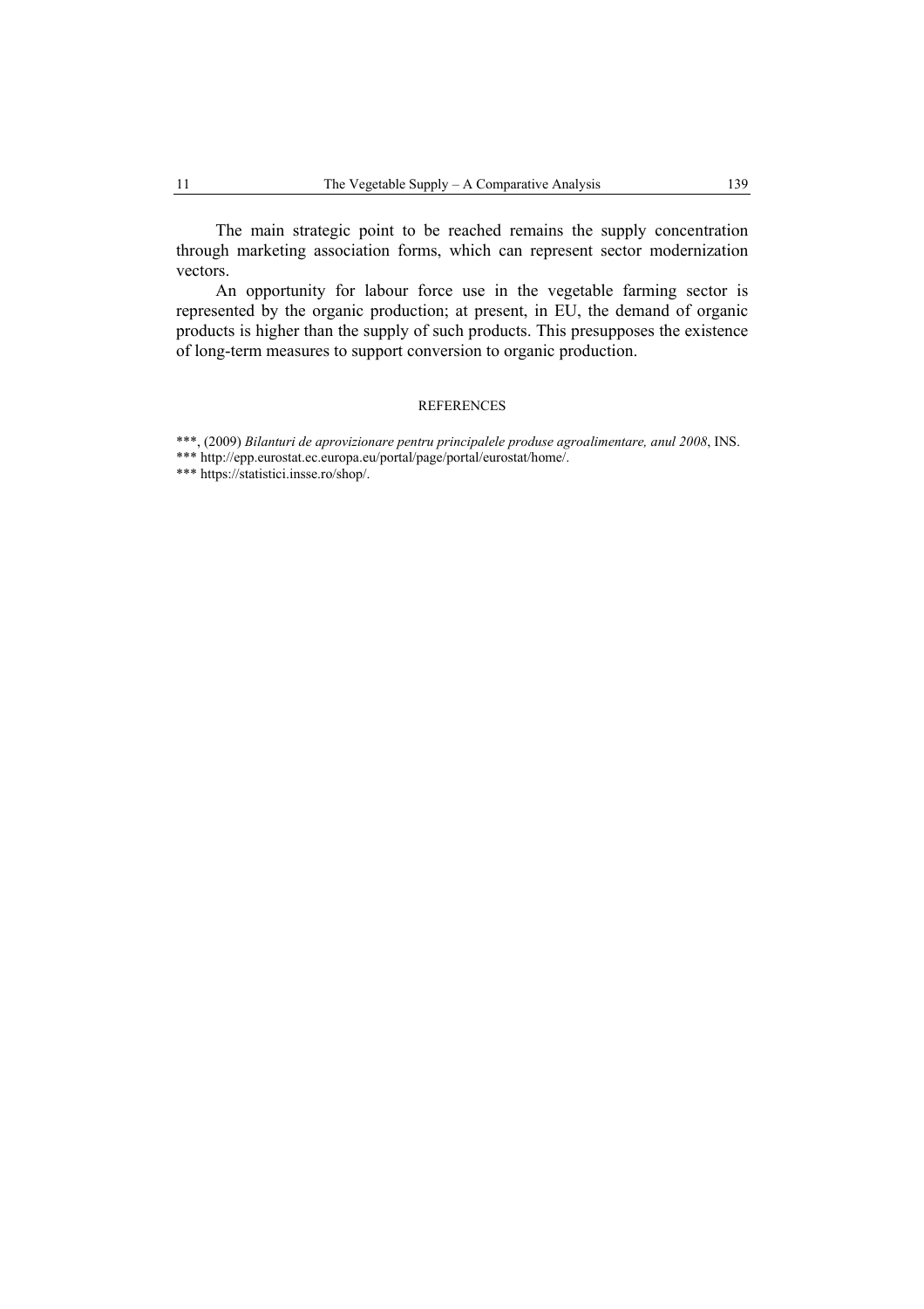The main strategic point to be reached remains the supply concentration through marketing association forms, which can represent sector modernization vectors.

An opportunity for labour force use in the vegetable farming sector is represented by the organic production; at present, in EU, the demand of organic products is higher than the supply of such products. This presupposes the existence of long-term measures to support conversion to organic production.

## REFERENCES

***, (2009) *Bilanturi de aprovizionare pentru principalele produse agroalimentare, anul 2008*, INS.

*** http://epp.eurostat.ec.europa.eu/portal/page/portal/eurostat/home/.

*** https://statistici.insse.ro/shop/.